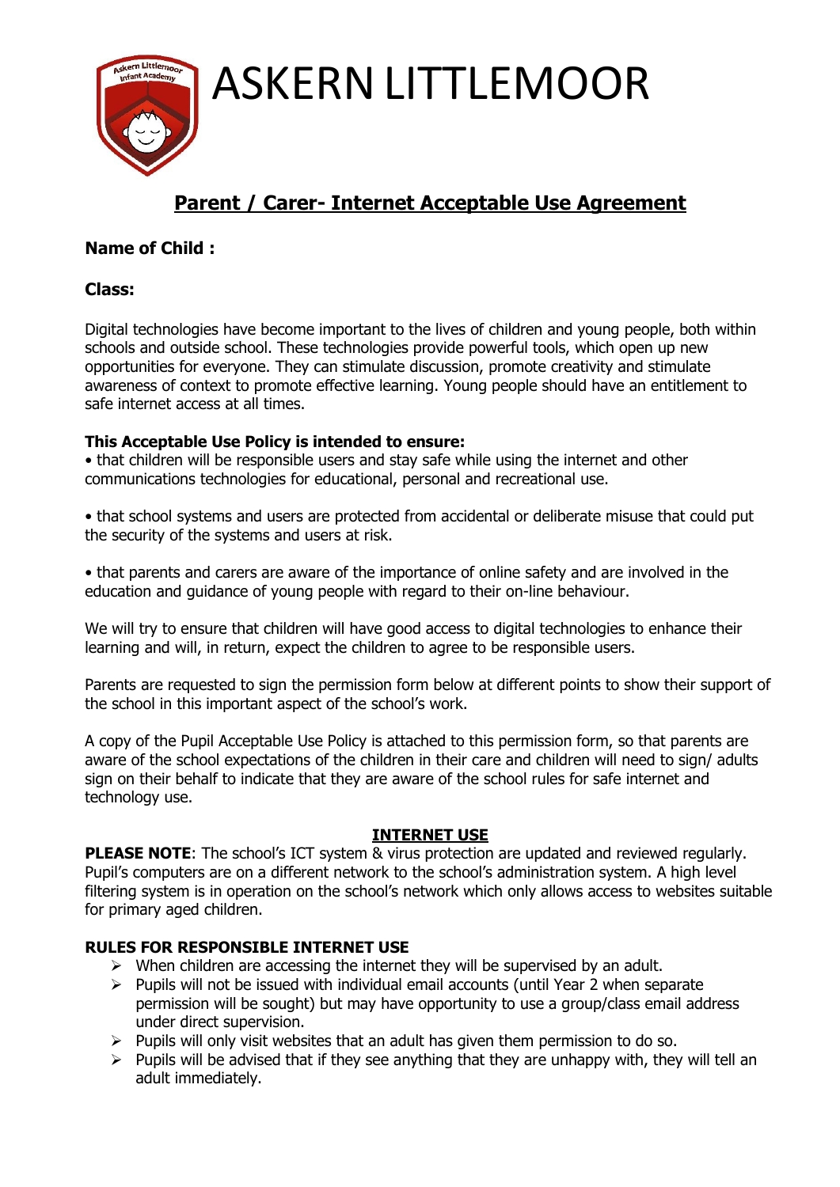# ASKERN LITTLEMOOR

## Parent / Carer- Internet Acceptable Use Agreement

**Name of Child :**

**Class:**

Digital technologies have become important to the lives of children and young people, both within schools and outside school. These technologies provide powerful tools, which open up new opportunities for everyone. They can stimulate discussion, promote creativity and stimulate awareness of context to promote effective learning. Young people should have an entitlement to safe internet access at all times.

**This Acceptable Use Policy is intended to ensure:**

• that children will be responsible users and stay safe while using the internet and other communications technologies for educational, personal and recreational use.

• that school systems and users are protected from accidental or deliberate misuse that could put the security of the systems and users at risk.

• that parents and carers are aware of the importance of online safety and are involved in the education and guidance of young people with regard to their on-line behaviour.

We will try to ensure that children will have good access to digital technologies to enhance their learning and will, in return, expect the children to agree to be responsible users.

Parents are requested to sign the permission form below at different points to show their support of the school in this important aspect of the school's work.

A copy of the Pupil Acceptable Use Policy is attached to this permission form, so that parents are aware of the school expectations of the children in their care and children will need to sign/ adults sign on their behalf to indicate that they are aware of the school rules for safe internet and technology use.

### INTERNET USE

**PLEASE NOTE**: The school's ICT system & virus protection are updated and reviewed regularly. Pupil's computers are on a different network to the school's administration system. A high level filtering system is in operation on the school's network which only allows access to websites suitable for primary aged children.

**RULES FOR RESPONSIBLE INTERNET USE**

- When children are accessing the internet they will be supervised by an adult.
- Pupils will not be issued with individual email accounts (until Year 2 when separate permission will be sought) but may have opportunity to use a group/class email address under direct supervision.
- Pupils will only visit websites that an adult has given them permission to do so.
- Pupils will be advised that if they see anything that they are unhappy with, they will tell an adult immediately.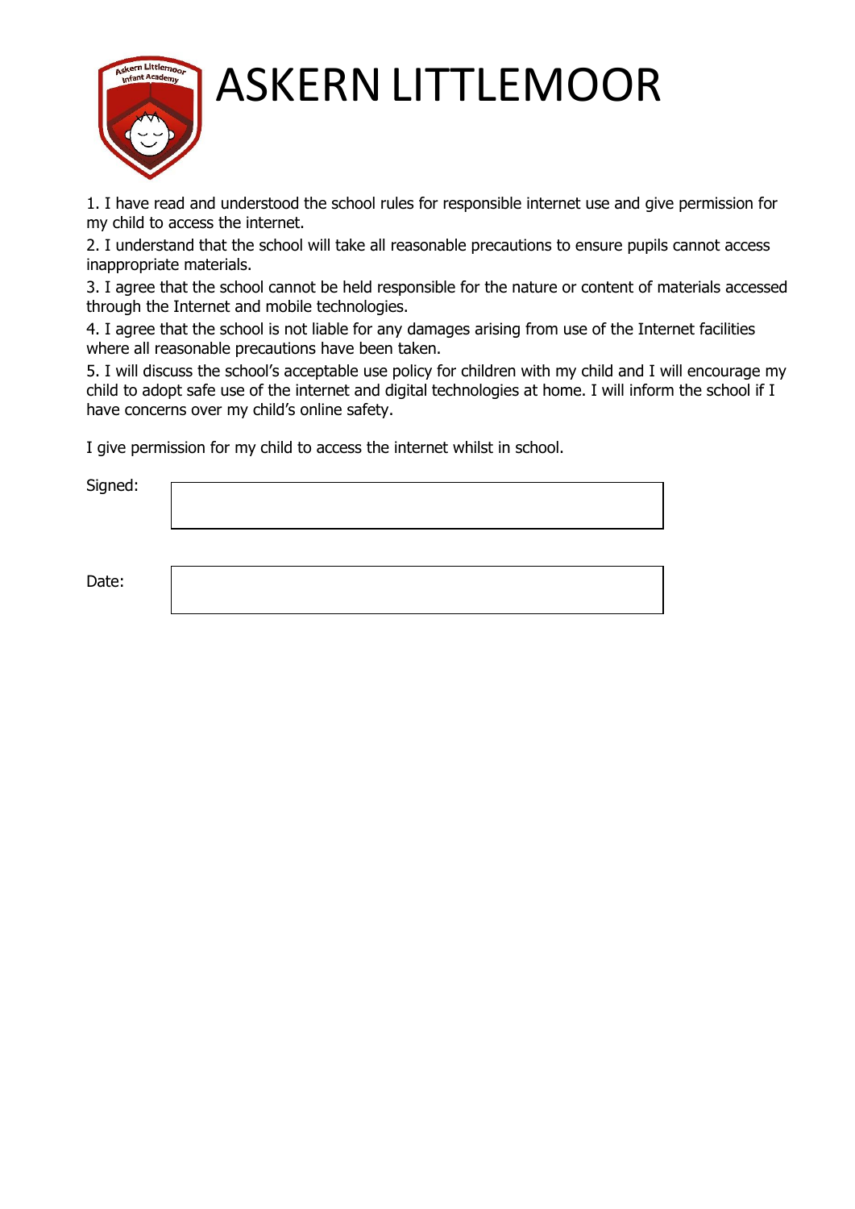# ASKERN LITTLEMOOR

1. I have read and understood the school rules for responsible internet use and give permission for my child to access the internet.
2. I understand that the school will take all reasonable precautions to ensure pupils cannot access inappropriate materials.
3. I agree that the school cannot be held responsible for the nature or content of materials accessed through the Internet and mobile technologies.
4. I agree that the school is not liable for any damages arising from use of the Internet facilities where all reasonable precautions have been taken.
5. I will discuss the school's acceptable use policy for children with my child and I will encourage my child to adopt safe use of the internet and digital technologies at home. I will inform the school if I have concerns over my child's online safety.

I give permission for my child to access the internet whilst in school.

Signed:

Date: